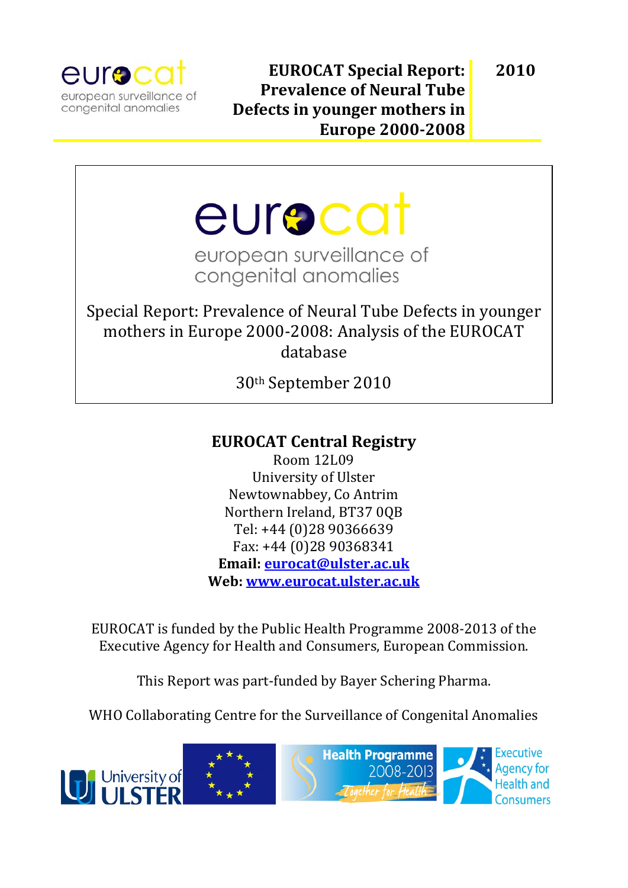eurocat
european surveillance of congenital anomalies

**EUROCAT Special Report: Prevalence of Neural Tube Defects in younger mothers in Europe 2000-2008** | **2010**

eurocat

european surveillance of congenital anomalies

Special Report: Prevalence of Neural Tube Defects in younger mothers in Europe 2000-2008: Analysis of the EUROCAT database

30th September 2010

## EUROCAT Central Registry

Room 12L09
University of Ulster
Newtownabbey, Co Antrim
Northern Ireland, BT37 0QB
Tel: +44 (0)28 90366639
Fax: +44 (0)28 90368341
**Email:** eurocat@ulster.ac.uk
**Web:** www.eurocat.ulster.ac.uk

EUROCAT is funded by the Public Health Programme 2008-2013 of the Executive Agency for Health and Consumers, European Commission.

This Report was part-funded by Bayer Schering Pharma.

WHO Collaborating Centre for the Surveillance of Congenital Anomalies

University of ULSTER

Health Programme 2008-2013 Together for Health

Executive Agency for Health and Consumers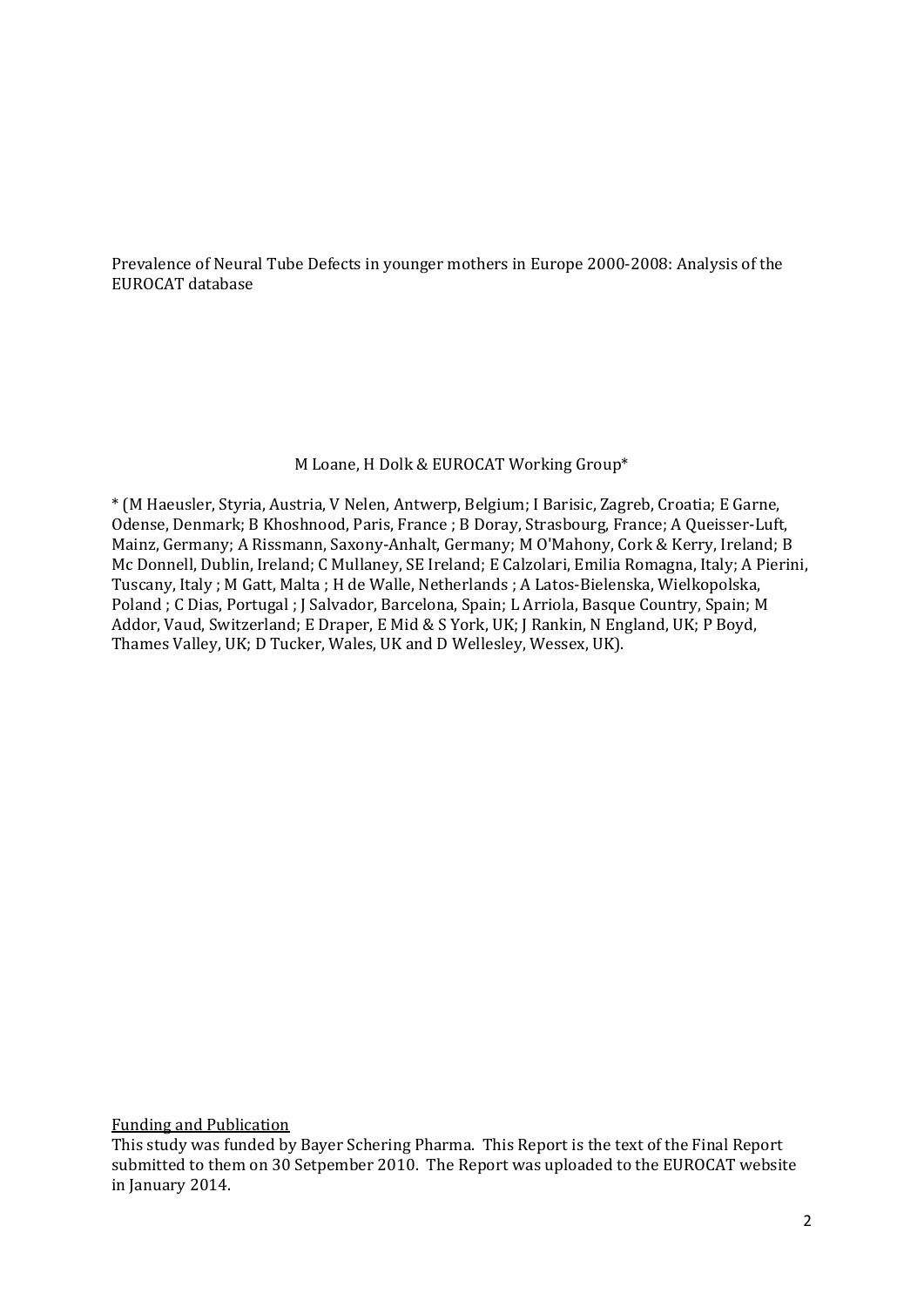# Prevalence of Neural Tube Defects in younger mothers in Europe 2000-2008: Analysis of the EUROCAT database

M Loane, H Dolk & EUROCAT Working Group*

* (M Haeusler, Styria, Austria, V Nelen, Antwerp, Belgium; I Barisic, Zagreb, Croatia; E Garne, Odense, Denmark; B Khoshnood, Paris, France ; B Doray, Strasbourg, France; A Queisser-Luft, Mainz, Germany; A Rissmann, Saxony-Anhalt, Germany; M O'Mahony, Cork & Kerry, Ireland; B Mc Donnell, Dublin, Ireland; C Mullaney, SE Ireland; E Calzolari, Emilia Romagna, Italy; A Pierini, Tuscany, Italy ; M Gatt, Malta ; H de Walle, Netherlands ; A Latos-Bielenska, Wielkopolska, Poland ; C Dias, Portugal ; J Salvador, Barcelona, Spain; L Arriola, Basque Country, Spain; M Addor, Vaud, Switzerland; E Draper, E Mid & S York, UK; J Rankin, N England, UK; P Boyd, Thames Valley, UK; D Tucker, Wales, UK and D Wellesley, Wessex, UK).

<u>Funding and Publication</u>

This study was funded by Bayer Schering Pharma. This Report is the text of the Final Report submitted to them on 30 Setpember 2010. The Report was uploaded to the EUROCAT website in January 2014.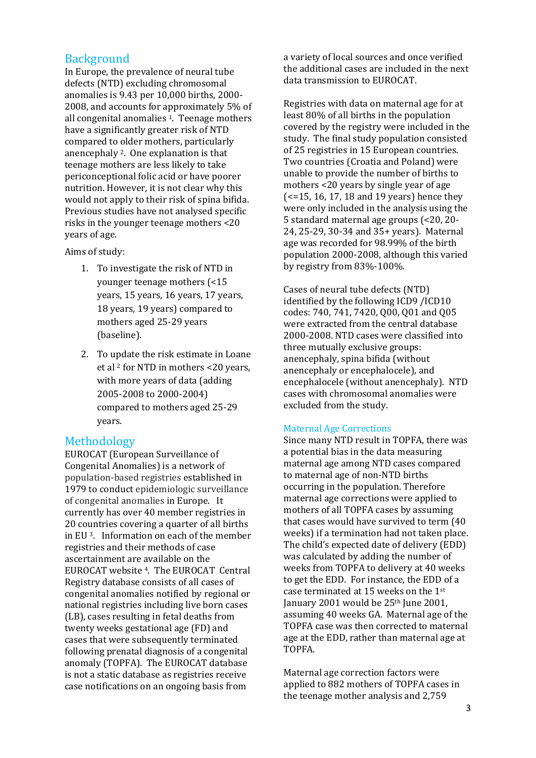## Background

In Europe, the prevalence of neural tube defects (NTD) excluding chromosomal anomalies is 9.43 per 10,000 births, 2000-2008, and accounts for approximately 5% of all congenital anomalies [1]. Teenage mothers have a significantly greater risk of NTD compared to older mothers, particularly anencephaly [2]. One explanation is that teenage mothers are less likely to take periconceptional folic acid or have poorer nutrition. However, it is not clear why this would not apply to their risk of spina bifida. Previous studies have not analysed specific risks in the younger teenage mothers <20 years of age.

Aims of study:

1. To investigate the risk of NTD in younger teenage mothers (<15 years, 15 years, 16 years, 17 years, 18 years, 19 years) compared to mothers aged 25-29 years (baseline).
2. To update the risk estimate in Loane et al [2] for NTD in mothers <20 years, with more years of data (adding 2005-2008 to 2000-2004) compared to mothers aged 25-29 years.

## Methodology

EUROCAT (European Surveillance of Congenital Anomalies) is a network of population-based registries established in 1979 to conduct epidemiologic surveillance of congenital anomalies in Europe. It currently has over 40 member registries in 20 countries covering a quarter of all births in EU [3]. Information on each of the member registries and their methods of case ascertainment are available on the EUROCAT website [4]. The EUROCAT Central Registry database consists of all cases of congenital anomalies notified by regional or national registries including live born cases (LB), cases resulting in fetal deaths from twenty weeks gestational age (FD) and cases that were subsequently terminated following prenatal diagnosis of a congenital anomaly (TOPFA). The EUROCAT database is not a static database as registries receive case notifications on an ongoing basis from a variety of local sources and once verified the additional cases are included in the next data transmission to EUROCAT.

Registries with data on maternal age for at least 80% of all births in the population covered by the registry were included in the study. The final study population consisted of 25 registries in 15 European countries. Two countries (Croatia and Poland) were unable to provide the number of births to mothers <20 years by single year of age (<=15, 16, 17, 18 and 19 years) hence they were only included in the analysis using the 5 standard maternal age groups (<20, 20-24, 25-29, 30-34 and 35+ years). Maternal age was recorded for 98.99% of the birth population 2000-2008, although this varied by registry from 83%-100%.

Cases of neural tube defects (NTD) identified by the following ICD9 /ICD10 codes: 740, 741, 7420, Q00, Q01 and Q05 were extracted from the central database 2000-2008. NTD cases were classified into three mutually exclusive groups: anencephaly, spina bifida (without anencephaly or encephalocele), and encephalocele (without anencephaly). NTD cases with chromosomal anomalies were excluded from the study.

### Maternal Age Corrections

Since many NTD result in TOPFA, there was a potential bias in the data measuring maternal age among NTD cases compared to maternal age of non-NTD births occurring in the population. Therefore maternal age corrections were applied to mothers of all TOPFA cases by assuming that cases would have survived to term (40 weeks) if a termination had not taken place. The child's expected date of delivery (EDD) was calculated by adding the number of weeks from TOPFA to delivery at 40 weeks to get the EDD. For instance, the EDD of a case terminated at 15 weeks on the 1st January 2001 would be 25th June 2001, assuming 40 weeks GA. Maternal age of the TOPFA case was then corrected to maternal age at the EDD, rather than maternal age at TOPFA.

Maternal age correction factors were applied to 882 mothers of TOPFA cases in the teenage mother analysis and 2,759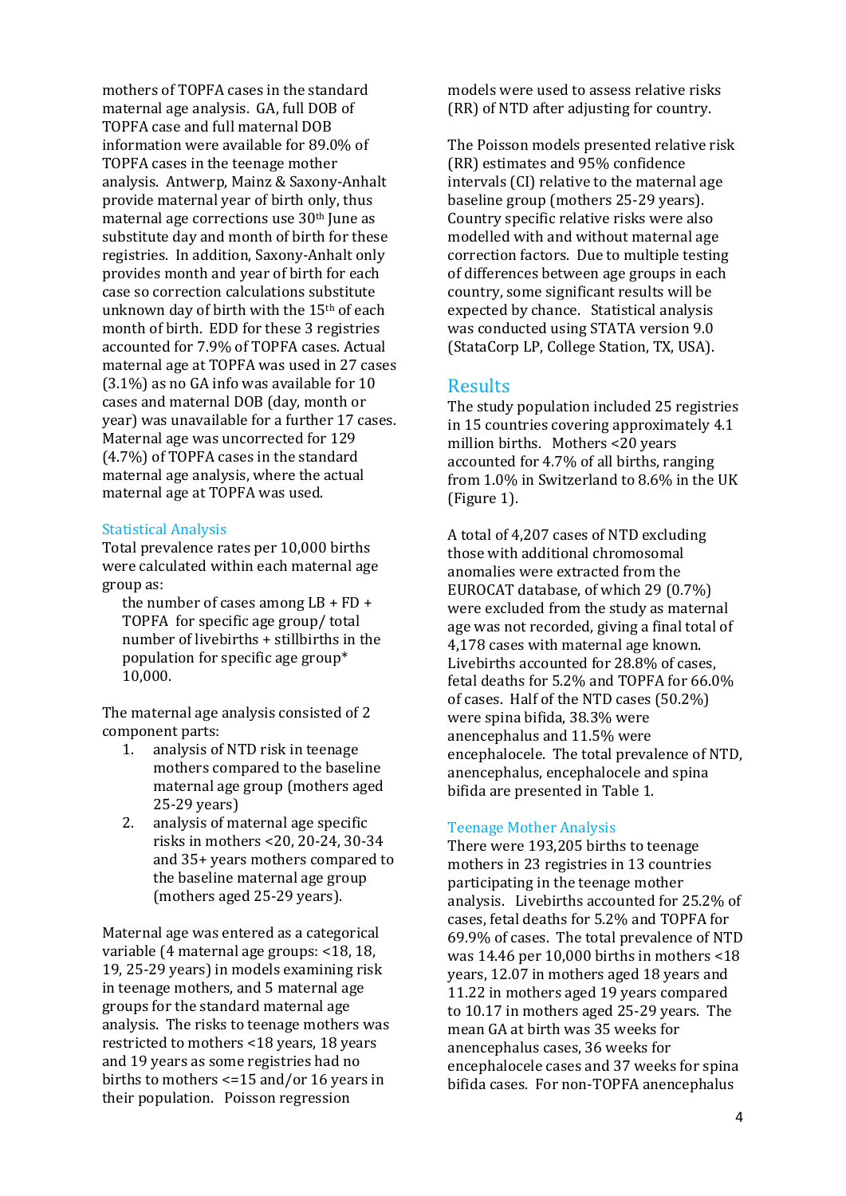mothers of TOPFA cases in the standard maternal age analysis. GA, full DOB of TOPFA case and full maternal DOB information were available for 89.0% of TOPFA cases in the teenage mother analysis. Antwerp, Mainz & Saxony-Anhalt provide maternal year of birth only, thus maternal age corrections use 30th June as substitute day and month of birth for these registries. In addition, Saxony-Anhalt only provides month and year of birth for each case so correction calculations substitute unknown day of birth with the 15th of each month of birth. EDD for these 3 registries accounted for 7.9% of TOPFA cases. Actual maternal age at TOPFA was used in 27 cases (3.1%) as no GA info was available for 10 cases and maternal DOB (day, month or year) was unavailable for a further 17 cases. Maternal age was uncorrected for 129 (4.7%) of TOPFA cases in the standard maternal age analysis, where the actual maternal age at TOPFA was used.

### Statistical Analysis

Total prevalence rates per 10,000 births were calculated within each maternal age group as:

> the number of cases among LB + FD + TOPFA for specific age group/ total number of livebirths + stillbirths in the population for specific age group* 10,000.

The maternal age analysis consisted of 2 component parts:

1. analysis of NTD risk in teenage mothers compared to the baseline maternal age group (mothers aged 25-29 years)
2. analysis of maternal age specific risks in mothers <20, 20-24, 30-34 and 35+ years mothers compared to the baseline maternal age group (mothers aged 25-29 years).

Maternal age was entered as a categorical variable (4 maternal age groups: <18, 18, 19, 25-29 years) in models examining risk in teenage mothers, and 5 maternal age groups for the standard maternal age analysis. The risks to teenage mothers was restricted to mothers <18 years, 18 years and 19 years as some registries had no births to mothers <=15 and/or 16 years in their population. Poisson regression models were used to assess relative risks (RR) of NTD after adjusting for country.

The Poisson models presented relative risk (RR) estimates and 95% confidence intervals (CI) relative to the maternal age baseline group (mothers 25-29 years). Country specific relative risks were also modelled with and without maternal age correction factors. Due to multiple testing of differences between age groups in each country, some significant results will be expected by chance. Statistical analysis was conducted using STATA version 9.0 (StataCorp LP, College Station, TX, USA).

## Results

The study population included 25 registries in 15 countries covering approximately 4.1 million births. Mothers <20 years accounted for 4.7% of all births, ranging from 1.0% in Switzerland to 8.6% in the UK (Figure 1).

A total of 4,207 cases of NTD excluding those with additional chromosomal anomalies were extracted from the EUROCAT database, of which 29 (0.7%) were excluded from the study as maternal age was not recorded, giving a final total of 4,178 cases with maternal age known. Livebirths accounted for 28.8% of cases, fetal deaths for 5.2% and TOPFA for 66.0% of cases. Half of the NTD cases (50.2%) were spina bifida, 38.3% were anencephalus and 11.5% were encephalocele. The total prevalence of NTD, anencephalus, encephalocele and spina bifida are presented in Table 1.

### Teenage Mother Analysis

There were 193,205 births to teenage mothers in 23 registries in 13 countries participating in the teenage mother analysis. Livebirths accounted for 25.2% of cases, fetal deaths for 5.2% and TOPFA for 69.9% of cases. The total prevalence of NTD was 14.46 per 10,000 births in mothers <18 years, 12.07 in mothers aged 18 years and 11.22 in mothers aged 19 years compared to 10.17 in mothers aged 25-29 years. The mean GA at birth was 35 weeks for anencephalus cases, 36 weeks for encephalocele cases and 37 weeks for spina bifida cases. For non-TOPFA anencephalus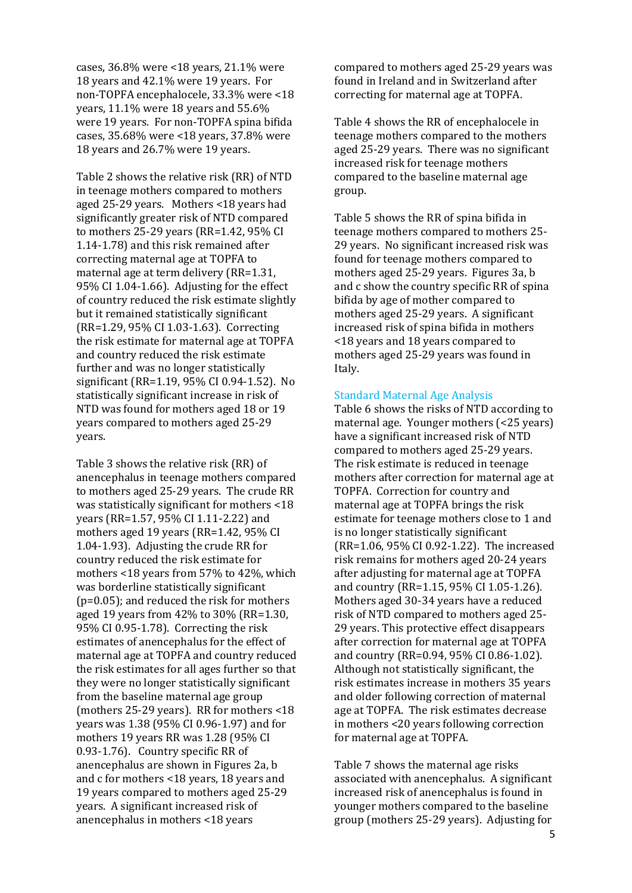cases, 36.8% were <18 years, 21.1% were 18 years and 42.1% were 19 years. For non-TOPFA encephalocele, 33.3% were <18 years, 11.1% were 18 years and 55.6% were 19 years. For non-TOPFA spina bifida cases, 35.68% were <18 years, 37.8% were 18 years and 26.7% were 19 years.

Table 2 shows the relative risk (RR) of NTD in teenage mothers compared to mothers aged 25-29 years. Mothers <18 years had significantly greater risk of NTD compared to mothers 25-29 years (RR=1.42, 95% CI 1.14-1.78) and this risk remained after correcting maternal age at TOPFA to maternal age at term delivery (RR=1.31, 95% CI 1.04-1.66). Adjusting for the effect of country reduced the risk estimate slightly but it remained statistically significant (RR=1.29, 95% CI 1.03-1.63). Correcting the risk estimate for maternal age at TOPFA and country reduced the risk estimate further and was no longer statistically significant (RR=1.19, 95% CI 0.94-1.52). No statistically significant increase in risk of NTD was found for mothers aged 18 or 19 years compared to mothers aged 25-29 years.

Table 3 shows the relative risk (RR) of anencephalus in teenage mothers compared to mothers aged 25-29 years. The crude RR was statistically significant for mothers <18 years (RR=1.57, 95% CI 1.11-2.22) and mothers aged 19 years (RR=1.42, 95% CI 1.04-1.93). Adjusting the crude RR for country reduced the risk estimate for mothers <18 years from 57% to 42%, which was borderline statistically significant ($p=0.05$); and reduced the risk for mothers aged 19 years from 42% to 30% (RR=1.30, 95% CI 0.95-1.78). Correcting the risk estimates of anencephalus for the effect of maternal age at TOPFA and country reduced the risk estimates for all ages further so that they were no longer statistically significant from the baseline maternal age group (mothers 25-29 years). RR for mothers <18 years was 1.38 (95% CI 0.96-1.97) and for mothers 19 years RR was 1.28 (95% CI 0.93-1.76). Country specific RR of anencephalus are shown in Figures 2a, b and c for mothers <18 years, 18 years and 19 years compared to mothers aged 25-29 years. A significant increased risk of anencephalus in mothers <18 years compared to mothers aged 25-29 years was found in Ireland and in Switzerland after correcting for maternal age at TOPFA.

Table 4 shows the RR of encephalocele in teenage mothers compared to the mothers aged 25-29 years. There was no significant increased risk for teenage mothers compared to the baseline maternal age group.

Table 5 shows the RR of spina bifida in teenage mothers compared to mothers 25-29 years. No significant increased risk was found for teenage mothers compared to mothers aged 25-29 years. Figures 3a, b and c show the country specific RR of spina bifida by age of mother compared to mothers aged 25-29 years. A significant increased risk of spina bifida in mothers <18 years and 18 years compared to mothers aged 25-29 years was found in Italy.

## Standard Maternal Age Analysis

Table 6 shows the risks of NTD according to maternal age. Younger mothers (<25 years) have a significant increased risk of NTD compared to mothers aged 25-29 years. The risk estimate is reduced in teenage mothers after correction for maternal age at TOPFA. Correction for country and maternal age at TOPFA brings the risk estimate for teenage mothers close to 1 and is no longer statistically significant (RR=1.06, 95% CI 0.92-1.22). The increased risk remains for mothers aged 20-24 years after adjusting for maternal age at TOPFA and country (RR=1.15, 95% CI 1.05-1.26). Mothers aged 30-34 years have a reduced risk of NTD compared to mothers aged 25-29 years. This protective effect disappears after correction for maternal age at TOPFA and country (RR=0.94, 95% CI 0.86-1.02). Although not statistically significant, the risk estimates increase in mothers 35 years and older following correction of maternal age at TOPFA. The risk estimates decrease in mothers <20 years following correction for maternal age at TOPFA.

Table 7 shows the maternal age risks associated with anencephalus. A significant increased risk of anencephalus is found in younger mothers compared to the baseline group (mothers 25-29 years). Adjusting for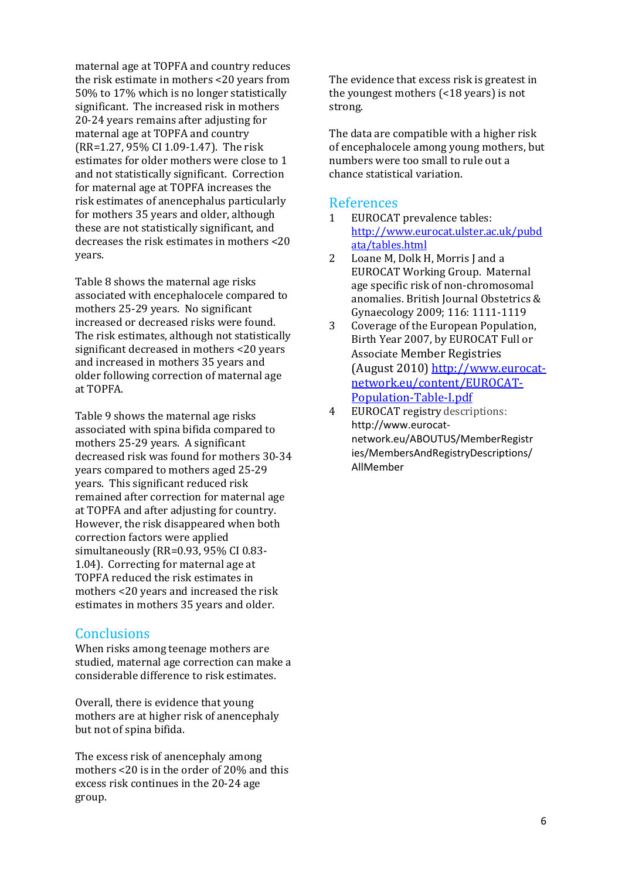maternal age at TOPFA and country reduces the risk estimate in mothers <20 years from 50% to 17% which is no longer statistically significant. The increased risk in mothers 20-24 years remains after adjusting for maternal age at TOPFA and country (RR=1.27, 95% CI 1.09-1.47). The risk estimates for older mothers were close to 1 and not statistically significant. Correction for maternal age at TOPFA increases the risk estimates of anencephalus particularly for mothers 35 years and older, although these are not statistically significant, and decreases the risk estimates in mothers <20 years.

Table 8 shows the maternal age risks associated with encephalocele compared to mothers 25-29 years. No significant increased or decreased risks were found. The risk estimates, although not statistically significant decreased in mothers <20 years and increased in mothers 35 years and older following correction of maternal age at TOPFA.

Table 9 shows the maternal age risks associated with spina bifida compared to mothers 25-29 years. A significant decreased risk was found for mothers 30-34 years compared to mothers aged 25-29 years. This significant reduced risk remained after correction for maternal age at TOPFA and after adjusting for country. However, the risk disappeared when both correction factors were applied simultaneously (RR=0.93, 95% CI 0.83-1.04). Correcting for maternal age at TOPFA reduced the risk estimates in mothers <20 years and increased the risk estimates in mothers 35 years and older.

## Conclusions

When risks among teenage mothers are studied, maternal age correction can make a considerable difference to risk estimates.

Overall, there is evidence that young mothers are at higher risk of anencephaly but not of spina bifida.

The excess risk of anencephaly among mothers <20 is in the order of 20% and this excess risk continues in the 20-24 age group.

The evidence that excess risk is greatest in the youngest mothers (<18 years) is not strong.

The data are compatible with a higher risk of encephalocele among young mothers, but numbers were too small to rule out a chance statistical variation.

## References

1. EUROCAT prevalence tables: http://www.eurocat.ulster.ac.uk/pubdata/tables.html
2. Loane M, Dolk H, Morris J and a EUROCAT Working Group. Maternal age specific risk of non-chromosomal anomalies. British Journal Obstetrics & Gynaecology 2009; 116: 1111-1119
3. Coverage of the European Population, Birth Year 2007, by EUROCAT Full or Associate Member Registries (August 2010) http://www.eurocat-network.eu/content/EUROCAT-Population-Table-I.pdf
4. EUROCAT registry descriptions: http://www.eurocat-network.eu/ABOUTUS/MemberRegistries/MembersAndRegistryDescriptions/AllMember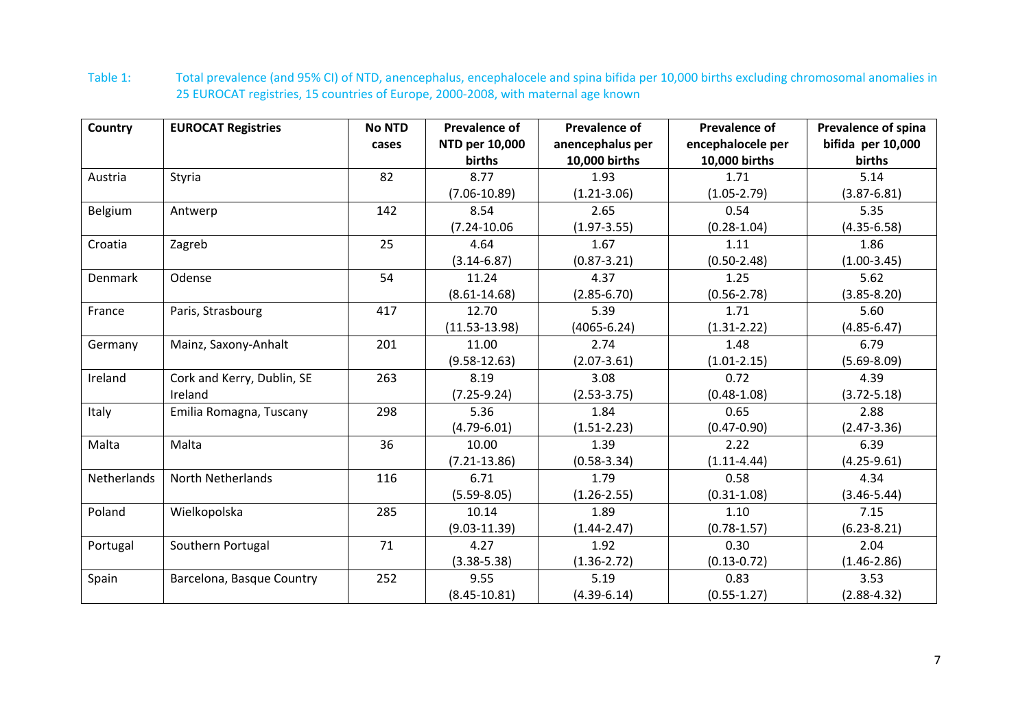Table 1: Total prevalence (and 95% CI) of NTD, anencephalus, encephalocele and spina bifida per 10,000 births excluding chromosomal anomalies in 25 EUROCAT registries, 15 countries of Europe, 2000-2008, with maternal age known

| Country | EUROCAT Registries | No NTD cases | Prevalence of NTD per 10,000 births | Prevalence of anencephalus per 10,000 births | Prevalence of encephalocele per 10,000 births | Prevalence of spina bifida per 10,000 births |
|---|---|---|---|---|---|---|
| Austria | Styria | 82 | 8.77 (7.06-10.89) | 1.93 (1.21-3.06) | 1.71 (1.05-2.79) | 5.14 (3.87-6.81) |
| Belgium | Antwerp | 142 | 8.54 (7.24-10.06 | 2.65 (1.97-3.55) | 0.54 (0.28-1.04) | 5.35 (4.35-6.58) |
| Croatia | Zagreb | 25 | 4.64 (3.14-6.87) | 1.67 (0.87-3.21) | 1.11 (0.50-2.48) | 1.86 (1.00-3.45) |
| Denmark | Odense | 54 | 11.24 (8.61-14.68) | 4.37 (2.85-6.70) | 1.25 (0.56-2.78) | 5.62 (3.85-8.20) |
| France | Paris, Strasbourg | 417 | 12.70 (11.53-13.98) | 5.39 (4065-6.24) | 1.71 (1.31-2.22) | 5.60 (4.85-6.47) |
| Germany | Mainz, Saxony-Anhalt | 201 | 11.00 (9.58-12.63) | 2.74 (2.07-3.61) | 1.48 (1.01-2.15) | 6.79 (5.69-8.09) |
| Ireland | Cork and Kerry, Dublin, SE Ireland | 263 | 8.19 (7.25-9.24) | 3.08 (2.53-3.75) | 0.72 (0.48-1.08) | 4.39 (3.72-5.18) |
| Italy | Emilia Romagna, Tuscany | 298 | 5.36 (4.79-6.01) | 1.84 (1.51-2.23) | 0.65 (0.47-0.90) | 2.88 (2.47-3.36) |
| Malta | Malta | 36 | 10.00 (7.21-13.86) | 1.39 (0.58-3.34) | 2.22 (1.11-4.44) | 6.39 (4.25-9.61) |
| Netherlands | North Netherlands | 116 | 6.71 (5.59-8.05) | 1.79 (1.26-2.55) | 0.58 (0.31-1.08) | 4.34 (3.46-5.44) |
| Poland | Wielkopolska | 285 | 10.14 (9.03-11.39) | 1.89 (1.44-2.47) | 1.10 (0.78-1.57) | 7.15 (6.23-8.21) |
| Portugal | Southern Portugal | 71 | 4.27 (3.38-5.38) | 1.92 (1.36-2.72) | 0.30 (0.13-0.72) | 2.04 (1.46-2.86) |
| Spain | Barcelona, Basque Country | 252 | 9.55 (8.45-10.81) | 5.19 (4.39-6.14) | 0.83 (0.55-1.27) | 3.53 (2.88-4.32) |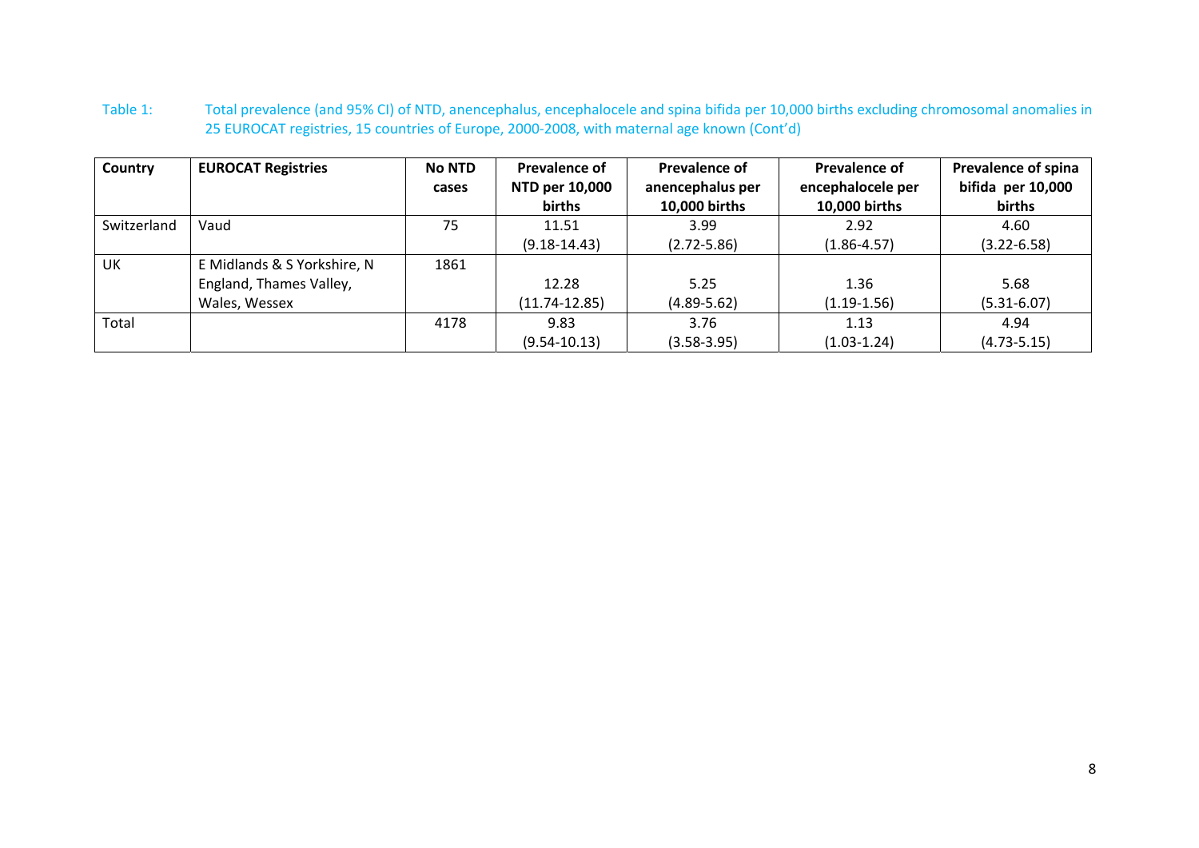Table 1: Total prevalence (and 95% CI) of NTD, anencephalus, encephalocele and spina bifida per 10,000 births excluding chromosomal anomalies in 25 EUROCAT registries, 15 countries of Europe, 2000-2008, with maternal age known (Cont'd)

| Country | EUROCAT Registries | No NTD cases | Prevalence of NTD per 10,000 births | Prevalence of anencephalus per 10,000 births | Prevalence of encephalocele per 10,000 births | Prevalence of spina bifida per 10,000 births |
|---|---|---|---|---|---|---|
| Switzerland | Vaud | 75 | 11.51 (9.18-14.43) | 3.99 (2.72-5.86) | 2.92 (1.86-4.57) | 4.60 (3.22-6.58) |
| UK | E Midlands & S Yorkshire, N England, Thames Valley, Wales, Wessex | 1861 | 12.28 (11.74-12.85) | 5.25 (4.89-5.62) | 1.36 (1.19-1.56) | 5.68 (5.31-6.07) |
| Total | | 4178 | 9.83 (9.54-10.13) | 3.76 (3.58-3.95) | 1.13 (1.03-1.24) | 4.94 (4.73-5.15) |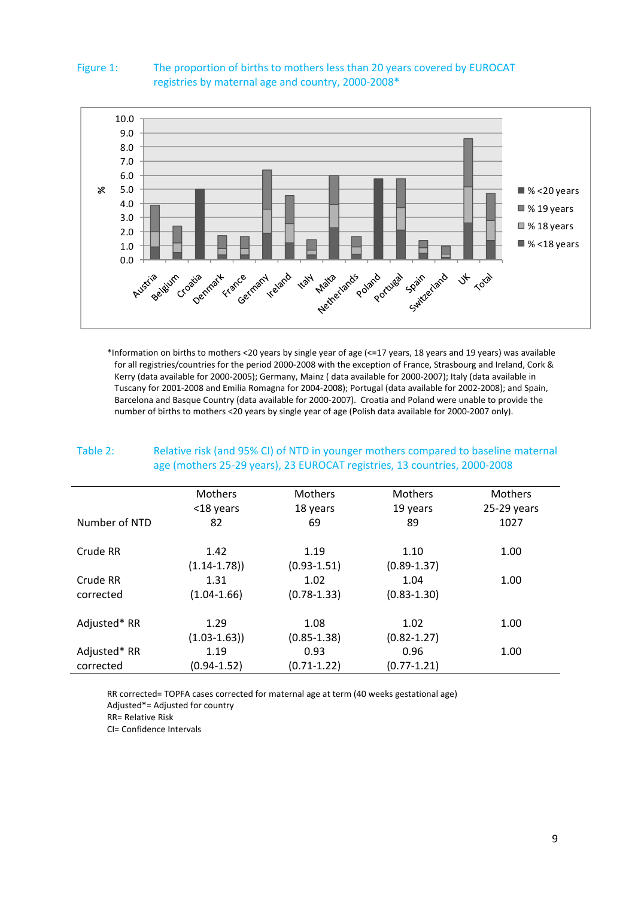Figure 1: The proportion of births to mothers less than 20 years covered by EUROCAT registries by maternal age and country, 2000-2008*

*Information on births to mothers <20 years by single year of age (<=17 years, 18 years and 19 years) was available for all registries/countries for the period 2000-2008 with the exception of France, Strasbourg and Ireland, Cork & Kerry (data available for 2000-2005); Germany, Mainz ( data available for 2000-2007); Italy (data available in Tuscany for 2001-2008 and Emilia Romagna for 2004-2008); Portugal (data available for 2002-2008); and Spain, Barcelona and Basque Country (data available for 2000-2007). Croatia and Poland were unable to provide the number of births to mothers <20 years by single year of age (Polish data available for 2000-2007 only).

Table 2: Relative risk (and 95% CI) of NTD in younger mothers compared to baseline maternal age (mothers 25-29 years), 23 EUROCAT registries, 13 countries, 2000-2008

| | Mothers <18 years | Mothers 18 years | Mothers 19 years | Mothers 25-29 years |
|---|---|---|---|---|
| Number of NTD | 82 | 69 | 89 | 1027 |
| Crude RR | 1.42 (1.14-1.78)) | 1.19 (0.93-1.51) | 1.10 (0.89-1.37) | 1.00 |
| Crude RR corrected | 1.31 (1.04-1.66) | 1.02 (0.78-1.33) | 1.04 (0.83-1.30) | 1.00 |
| Adjusted* RR | 1.29 (1.03-1.63)) | 1.08 (0.85-1.38) | 1.02 (0.82-1.27) | 1.00 |
| Adjusted* RR corrected | 1.19 (0.94-1.52) | 0.93 (0.71-1.22) | 0.96 (0.77-1.21) | 1.00 |

RR corrected= TOPFA cases corrected for maternal age at term (40 weeks gestational age)
Adjusted*= Adjusted for country
RR= Relative Risk
CI= Confidence Intervals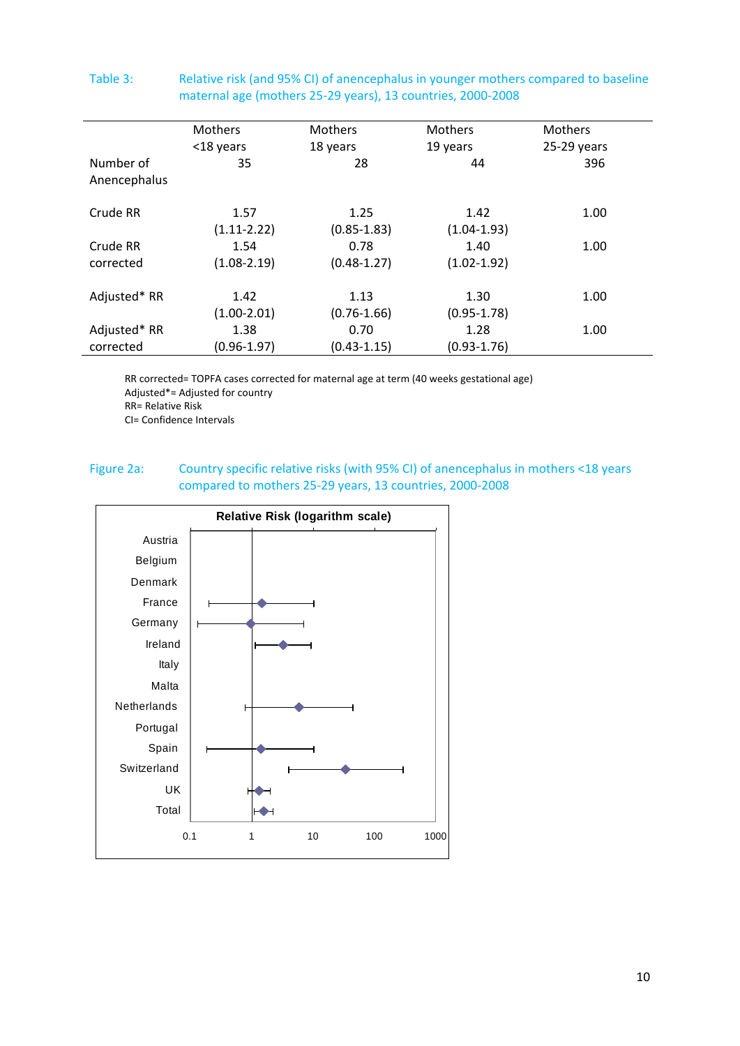Table 3: Relative risk (and 95% CI) of anencephalus in younger mothers compared to baseline maternal age (mothers 25-29 years), 13 countries, 2000-2008

| | Mothers <18 years | Mothers 18 years | Mothers 19 years | Mothers 25-29 years |
|---|---|---|---|---|
| Number of Anencephalus | 35 | 28 | 44 | 396 |
| Crude RR | 1.57 (1.11-2.22) | 1.25 (0.85-1.83) | 1.42 (1.04-1.93) | 1.00 |
| Crude RR corrected | 1.54 (1.08-2.19) | 0.78 (0.48-1.27) | 1.40 (1.02-1.92) | 1.00 |
| Adjusted* RR | 1.42 (1.00-2.01) | 1.13 (0.76-1.66) | 1.30 (0.95-1.78) | 1.00 |
| Adjusted* RR corrected | 1.38 (0.96-1.97) | 0.70 (0.43-1.15) | 1.28 (0.93-1.76) | 1.00 |

RR corrected= TOPFA cases corrected for maternal age at term (40 weeks gestational age)
Adjusted*= Adjusted for country
RR= Relative Risk
CI= Confidence Intervals

Figure 2a: Country specific relative risks (with 95% CI) of anencephalus in mothers <18 years compared to mothers 25-29 years, 13 countries, 2000-2008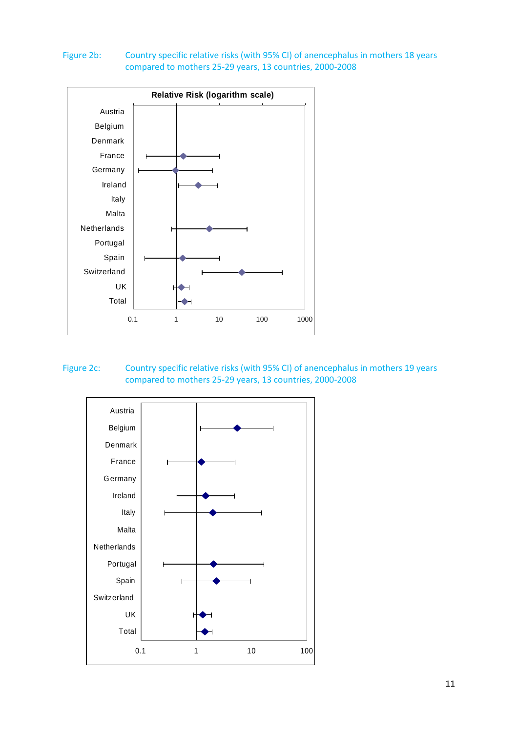Figure 2b: Country specific relative risks (with 95% CI) of anencephalus in mothers 18 years compared to mothers 25-29 years, 13 countries, 2000-2008

Figure 2c: Country specific relative risks (with 95% CI) of anencephalus in mothers 19 years compared to mothers 25-29 years, 13 countries, 2000-2008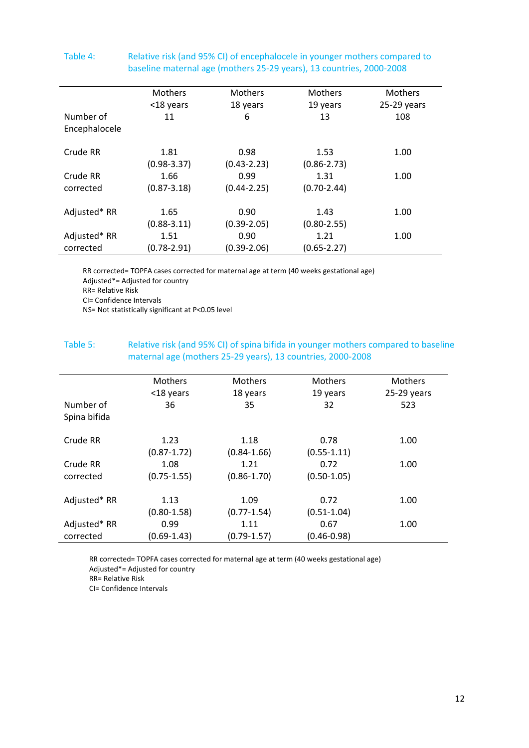Table 4: Relative risk (and 95% CI) of encephalocele in younger mothers compared to baseline maternal age (mothers 25-29 years), 13 countries, 2000-2008

| | Mothers <18 years | Mothers 18 years | Mothers 19 years | Mothers 25-29 years |
|---|---|---|---|---|
| Number of Encephalocele | 11 | 6 | 13 | 108 |
| Crude RR | 1.81 (0.98-3.37) | 0.98 (0.43-2.23) | 1.53 (0.86-2.73) | 1.00 |
| Crude RR corrected | 1.66 (0.87-3.18) | 0.99 (0.44-2.25) | 1.31 (0.70-2.44) | 1.00 |
| Adjusted* RR | 1.65 (0.88-3.11) | 0.90 (0.39-2.05) | 1.43 (0.80-2.55) | 1.00 |
| Adjusted* RR corrected | 1.51 (0.78-2.91) | 0.90 (0.39-2.06) | 1.21 (0.65-2.27) | 1.00 |

RR corrected= TOPFA cases corrected for maternal age at term (40 weeks gestational age)
Adjusted*= Adjusted for country
RR= Relative Risk
CI= Confidence Intervals
NS= Not statistically significant at P<0.05 level

Table 5: Relative risk (and 95% CI) of spina bifida in younger mothers compared to baseline maternal age (mothers 25-29 years), 13 countries, 2000-2008

| | Mothers <18 years | Mothers 18 years | Mothers 19 years | Mothers 25-29 years |
|---|---|---|---|---|
| Number of Spina bifida | 36 | 35 | 32 | 523 |
| Crude RR | 1.23 (0.87-1.72) | 1.18 (0.84-1.66) | 0.78 (0.55-1.11) | 1.00 |
| Crude RR corrected | 1.08 (0.75-1.55) | 1.21 (0.86-1.70) | 0.72 (0.50-1.05) | 1.00 |
| Adjusted* RR | 1.13 (0.80-1.58) | 1.09 (0.77-1.54) | 0.72 (0.51-1.04) | 1.00 |
| Adjusted* RR corrected | 0.99 (0.69-1.43) | 1.11 (0.79-1.57) | 0.67 (0.46-0.98) | 1.00 |

RR corrected= TOPFA cases corrected for maternal age at term (40 weeks gestational age)
Adjusted*= Adjusted for country
RR= Relative Risk
CI= Confidence Intervals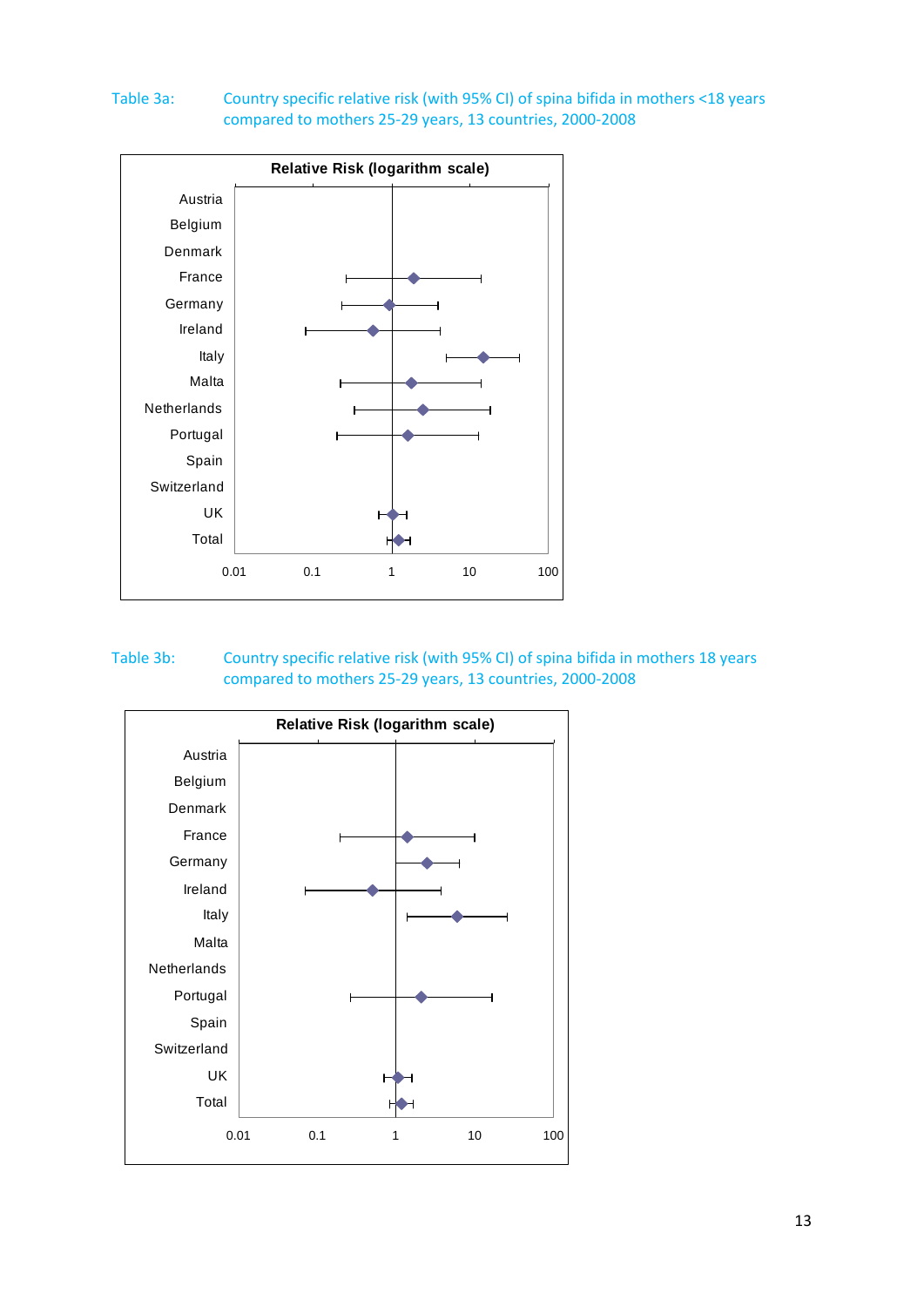Table 3a: Country specific relative risk (with 95% CI) of spina bifida in mothers <18 years compared to mothers 25-29 years, 13 countries, 2000-2008

Relative Risk (logarithm scale)

Austria
Belgium
Denmark
France
Germany
Ireland
Italy
Malta
Netherlands
Portugal
Spain
Switzerland
UK
Total

0.01 0.1 1 10 100

Table 3b: Country specific relative risk (with 95% CI) of spina bifida in mothers 18 years compared to mothers 25-29 years, 13 countries, 2000-2008

Relative Risk (logarithm scale)

Austria
Belgium
Denmark
France
Germany
Ireland
Italy
Malta
Netherlands
Portugal
Spain
Switzerland
UK
Total

0.01 0.1 1 10 100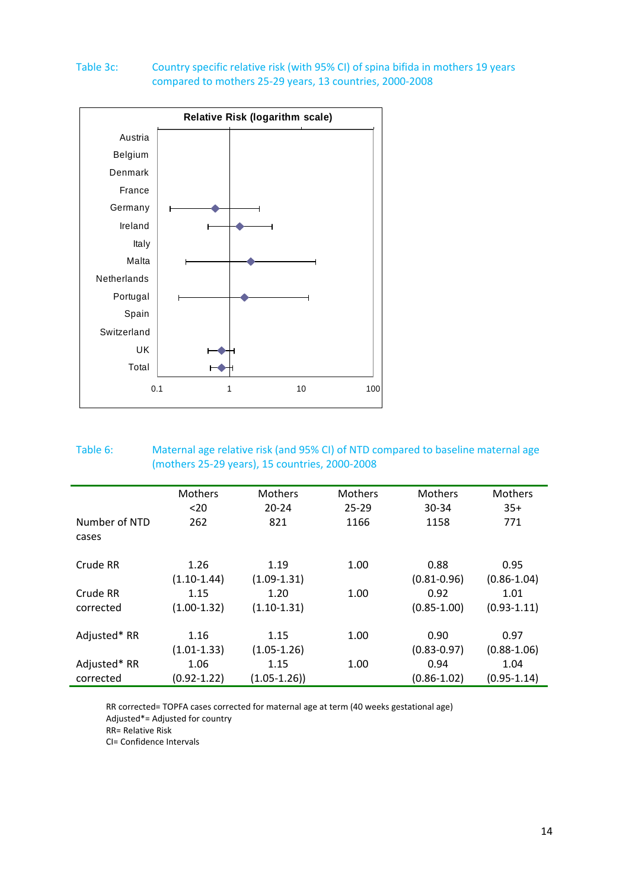Table 3c: Country specific relative risk (with 95% CI) of spina bifida in mothers 19 years compared to mothers 25-29 years, 13 countries, 2000-2008

Relative Risk (logarithm scale)

Austria
Belgium
Denmark
France
Germany
Ireland
Italy
Malta
Netherlands
Portugal
Spain
Switzerland
UK
Total

0.1 1 10 100

Table 6: Maternal age relative risk (and 95% CI) of NTD compared to baseline maternal age (mothers 25-29 years), 15 countries, 2000-2008

| | Mothers <20 | Mothers 20-24 | Mothers 25-29 | Mothers 30-34 | Mothers 35+ |
|---|---|---|---|---|---|
| Number of NTD cases | 262 | 821 | 1166 | 1158 | 771 |
| Crude RR | 1.26 (1.10-1.44) | 1.19 (1.09-1.31) | 1.00 | 0.88 (0.81-0.96) | 0.95 (0.86-1.04) |
| Crude RR corrected | 1.15 (1.00-1.32) | 1.20 (1.10-1.31) | 1.00 | 0.92 (0.85-1.00) | 1.01 (0.93-1.11) |
| Adjusted* RR | 1.16 (1.01-1.33) | 1.15 (1.05-1.26) | 1.00 | 0.90 (0.83-0.97) | 0.97 (0.88-1.06) |
| Adjusted* RR corrected | 1.06 (0.92-1.22) | 1.15 (1.05-1.26)) | 1.00 | 0.94 (0.86-1.02) | 1.04 (0.95-1.14) |

RR corrected= TOPFA cases corrected for maternal age at term (40 weeks gestational age)
Adjusted*= Adjusted for country
RR= Relative Risk
CI= Confidence Intervals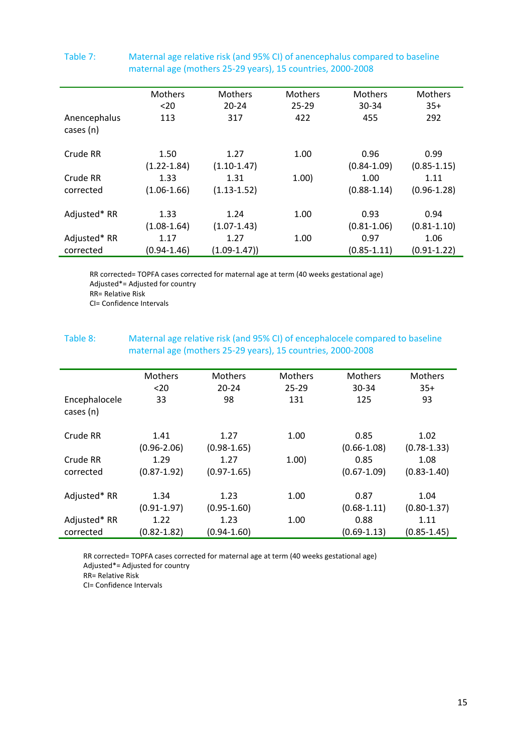Table 7: Maternal age relative risk (and 95% CI) of anencephalus compared to baseline maternal age (mothers 25-29 years), 15 countries, 2000-2008

| | Mothers <20 | Mothers 20-24 | Mothers 25-29 | Mothers 30-34 | Mothers 35+ |
|---|---|---|---|---|---|
| Anencephalus cases (n) | 113 | 317 | 422 | 455 | 292 |
| Crude RR | 1.50 (1.22-1.84) | 1.27 (1.10-1.47) | 1.00 | 0.96 (0.84-1.09) | 0.99 (0.85-1.15) |
| Crude RR corrected | 1.33 (1.06-1.66) | 1.31 (1.13-1.52) | 1.00) | 1.00 (0.88-1.14) | 1.11 (0.96-1.28) |
| Adjusted* RR | 1.33 (1.08-1.64) | 1.24 (1.07-1.43) | 1.00 | 0.93 (0.81-1.06) | 0.94 (0.81-1.10) |
| Adjusted* RR corrected | 1.17 (0.94-1.46) | 1.27 (1.09-1.47)) | 1.00 | 0.97 (0.85-1.11) | 1.06 (0.91-1.22) |

RR corrected= TOPFA cases corrected for maternal age at term (40 weeks gestational age)
Adjusted*= Adjusted for country
RR= Relative Risk
CI= Confidence Intervals

Table 8: Maternal age relative risk (and 95% CI) of encephalocele compared to baseline maternal age (mothers 25-29 years), 15 countries, 2000-2008

| | Mothers <20 | Mothers 20-24 | Mothers 25-29 | Mothers 30-34 | Mothers 35+ |
|---|---|---|---|---|---|
| Encephalocele cases (n) | 33 | 98 | 131 | 125 | 93 |
| Crude RR | 1.41 (0.96-2.06) | 1.27 (0.98-1.65) | 1.00 | 0.85 (0.66-1.08) | 1.02 (0.78-1.33) |
| Crude RR corrected | 1.29 (0.87-1.92) | 1.27 (0.97-1.65) | 1.00) | 0.85 (0.67-1.09) | 1.08 (0.83-1.40) |
| Adjusted* RR | 1.34 (0.91-1.97) | 1.23 (0.95-1.60) | 1.00 | 0.87 (0.68-1.11) | 1.04 (0.80-1.37) |
| Adjusted* RR corrected | 1.22 (0.82-1.82) | 1.23 (0.94-1.60) | 1.00 | 0.88 (0.69-1.13) | 1.11 (0.85-1.45) |

RR corrected= TOPFA cases corrected for maternal age at term (40 weeks gestational age)
Adjusted*= Adjusted for country
RR= Relative Risk
CI= Confidence Intervals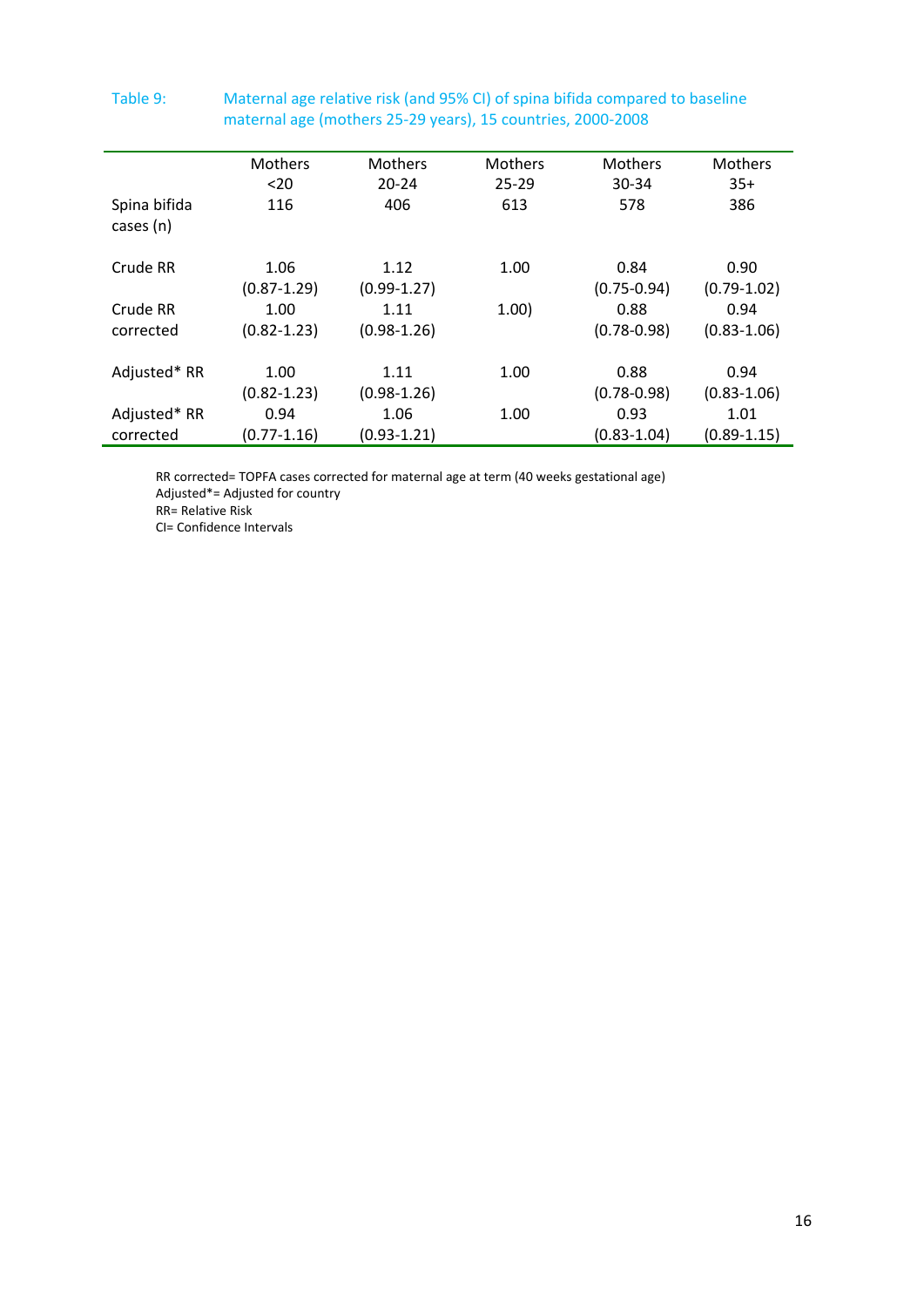Table 9: Maternal age relative risk (and 95% CI) of spina bifida compared to baseline maternal age (mothers 25-29 years), 15 countries, 2000-2008

| | Mothers <20 | Mothers 20-24 | Mothers 25-29 | Mothers 30-34 | Mothers 35+ |
|---|---|---|---|---|---|
| Spina bifida cases (n) | 116 | 406 | 613 | 578 | 386 |
| Crude RR | 1.06 (0.87-1.29) | 1.12 (0.99-1.27) | 1.00 | 0.84 (0.75-0.94) | 0.90 (0.79-1.02) |
| Crude RR corrected | 1.00 (0.82-1.23) | 1.11 (0.98-1.26) | 1.00) | 0.88 (0.78-0.98) | 0.94 (0.83-1.06) |
| Adjusted* RR | 1.00 (0.82-1.23) | 1.11 (0.98-1.26) | 1.00 | 0.88 (0.78-0.98) | 0.94 (0.83-1.06) |
| Adjusted* RR corrected | 0.94 (0.77-1.16) | 1.06 (0.93-1.21) | 1.00 | 0.93 (0.83-1.04) | 1.01 (0.89-1.15) |

RR corrected= TOPFA cases corrected for maternal age at term (40 weeks gestational age)
Adjusted*= Adjusted for country
RR= Relative Risk
CI= Confidence Intervals